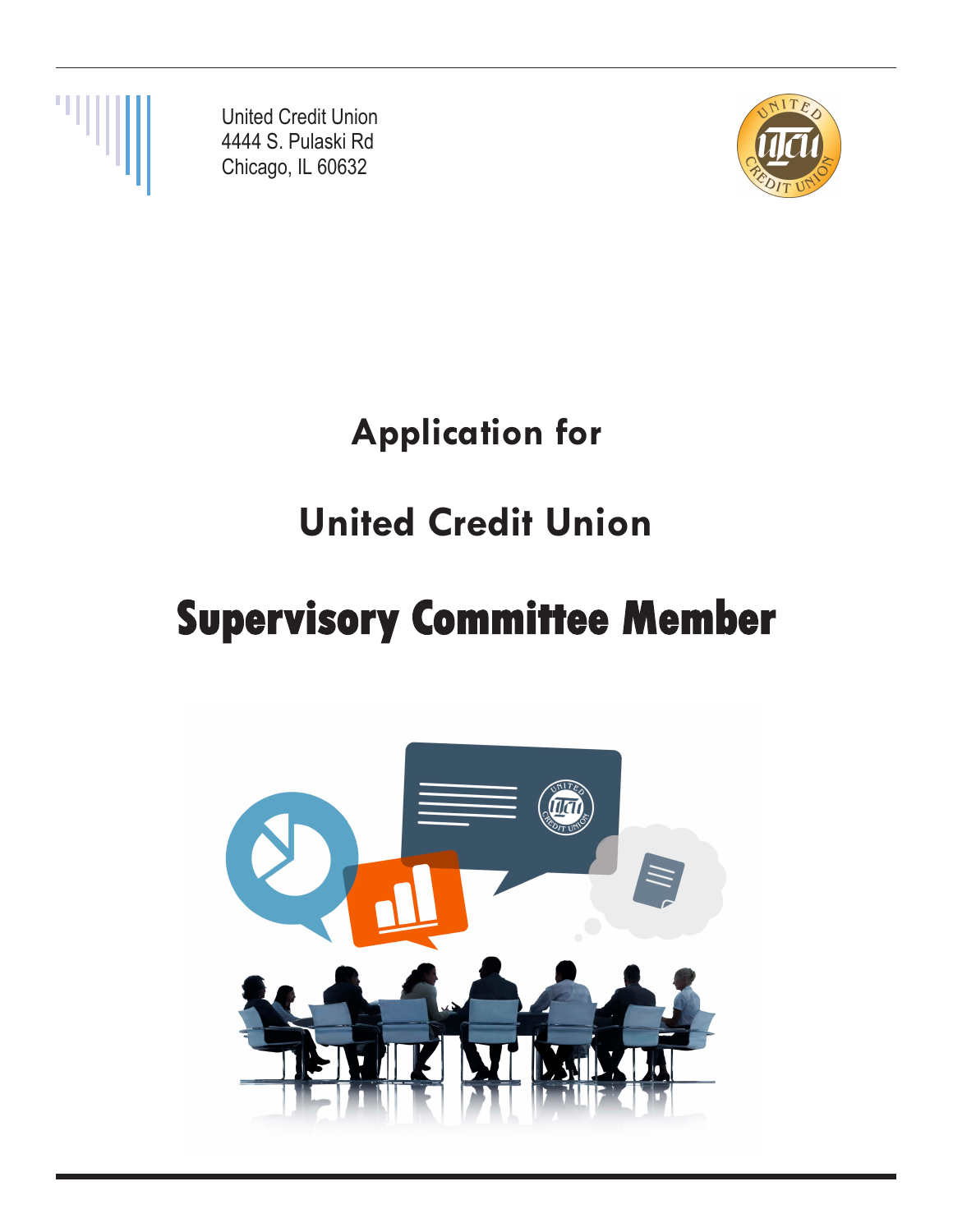United Credit Union
4444 S. Pulaski Rd
Chicago, IL 60632

# Application for

# United Credit Union

# Supervisory Committee Member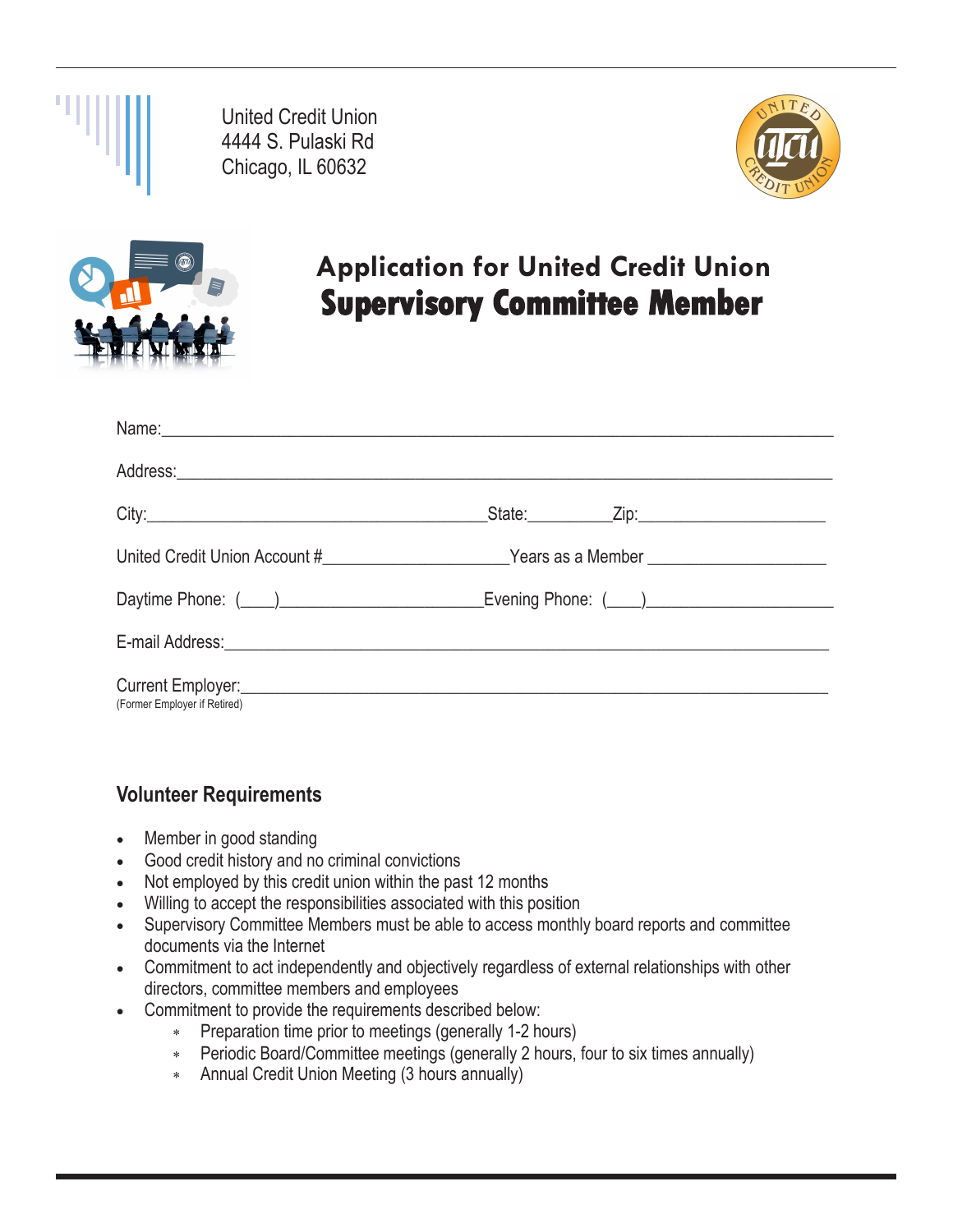United Credit Union
4444 S. Pulaski Rd
Chicago, IL 60632

# Application for United Credit Union
# Supervisory Committee Member

Name:______________________________________________________________________

Address:____________________________________________________________________

City:_____________________________________State:_________Zip:____________________

United Credit Union Account #_____________________Years as a Member ____________________

Daytime Phone: (___)______________________Evening Phone: (___)____________________

E-mail Address:_______________________________________________________________

Current Employer:_____________________________________________________________
(Former Employer if Retired)

## Volunteer Requirements

- Member in good standing
- Good credit history and no criminal convictions
- Not employed by this credit union within the past 12 months
- Willing to accept the responsibilities associated with this position
- Supervisory Committee Members must be able to access monthly board reports and committee documents via the Internet
- Commitment to act independently and objectively regardless of external relationships with other directors, committee members and employees
- Commitment to provide the requirements described below:
  - Preparation time prior to meetings (generally 1-2 hours)
  - Periodic Board/Committee meetings (generally 2 hours, four to six times annually)
  - Annual Credit Union Meeting (3 hours annually)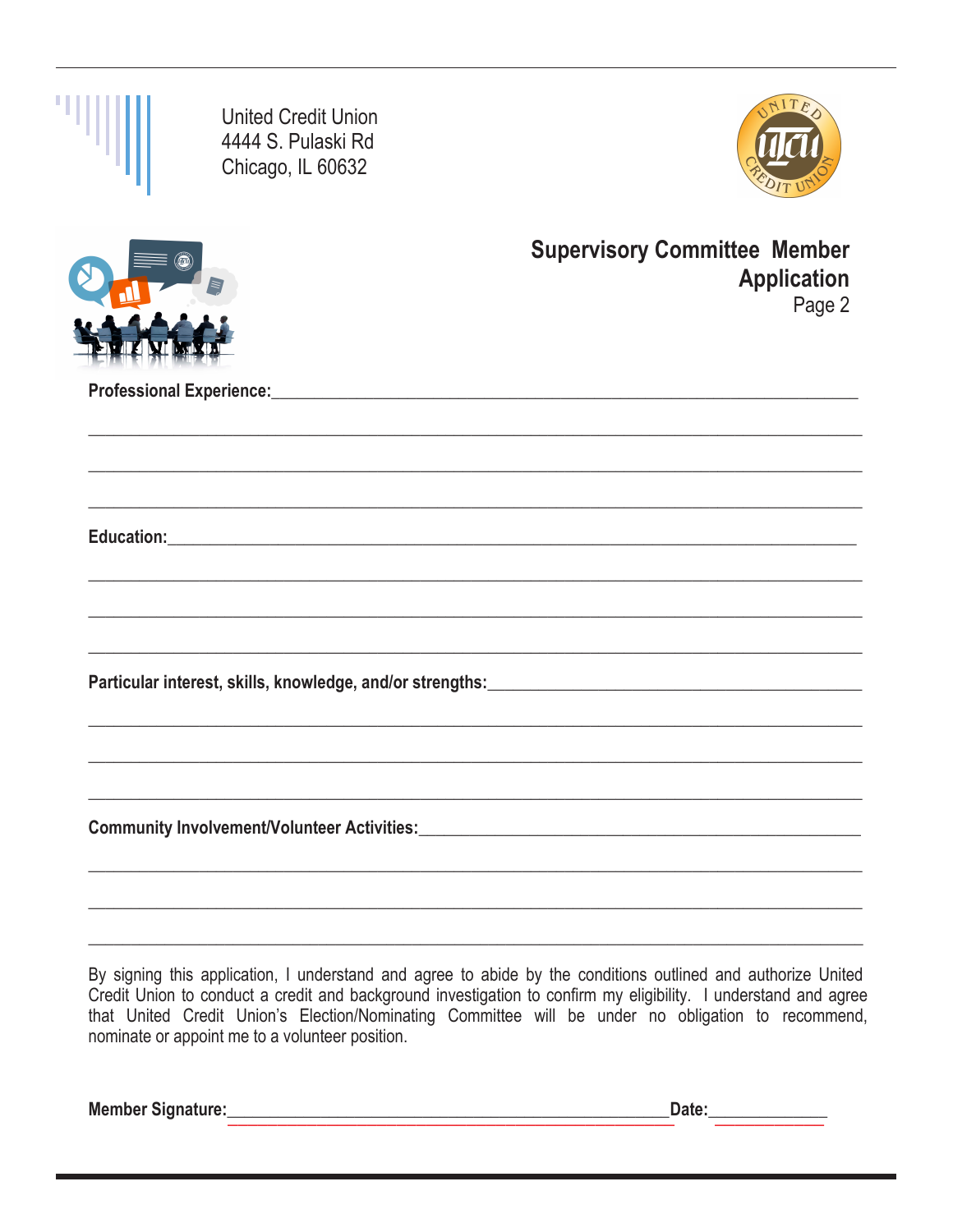United Credit Union
4444 S. Pulaski Rd
Chicago, IL 60632

## Supervisory Committee Member Application

Page 2

**Professional Experience:**\_\_\_\_\_\_\_\_\_\_\_\_\_\_\_\_\_\_\_\_\_\_\_\_\_\_\_\_\_\_\_\_\_\_\_\_\_\_\_\_\_\_\_\_\_\_\_\_\_\_\_\_

\_\_\_\_\_\_\_\_\_\_\_\_\_\_\_\_\_\_\_\_\_\_\_\_\_\_\_\_\_\_\_\_\_\_\_\_\_\_\_\_\_\_\_\_\_\_\_\_\_\_\_\_\_\_\_\_\_\_\_\_\_\_\_\_\_\_\_\_

\_\_\_\_\_\_\_\_\_\_\_\_\_\_\_\_\_\_\_\_\_\_\_\_\_\_\_\_\_\_\_\_\_\_\_\_\_\_\_\_\_\_\_\_\_\_\_\_\_\_\_\_\_\_\_\_\_\_\_\_\_\_\_\_\_\_\_\_

\_\_\_\_\_\_\_\_\_\_\_\_\_\_\_\_\_\_\_\_\_\_\_\_\_\_\_\_\_\_\_\_\_\_\_\_\_\_\_\_\_\_\_\_\_\_\_\_\_\_\_\_\_\_\_\_\_\_\_\_\_\_\_\_\_\_\_\_

**Education:**\_\_\_\_\_\_\_\_\_\_\_\_\_\_\_\_\_\_\_\_\_\_\_\_\_\_\_\_\_\_\_\_\_\_\_\_\_\_\_\_\_\_\_\_\_\_\_\_\_\_\_\_\_\_\_\_\_\_\_\_\_

\_\_\_\_\_\_\_\_\_\_\_\_\_\_\_\_\_\_\_\_\_\_\_\_\_\_\_\_\_\_\_\_\_\_\_\_\_\_\_\_\_\_\_\_\_\_\_\_\_\_\_\_\_\_\_\_\_\_\_\_\_\_\_\_\_\_\_\_

\_\_\_\_\_\_\_\_\_\_\_\_\_\_\_\_\_\_\_\_\_\_\_\_\_\_\_\_\_\_\_\_\_\_\_\_\_\_\_\_\_\_\_\_\_\_\_\_\_\_\_\_\_\_\_\_\_\_\_\_\_\_\_\_\_\_\_\_

\_\_\_\_\_\_\_\_\_\_\_\_\_\_\_\_\_\_\_\_\_\_\_\_\_\_\_\_\_\_\_\_\_\_\_\_\_\_\_\_\_\_\_\_\_\_\_\_\_\_\_\_\_\_\_\_\_\_\_\_\_\_\_\_\_\_\_\_

**Particular interest, skills, knowledge, and/or strengths:**\_\_\_\_\_\_\_\_\_\_\_\_\_\_\_\_\_\_\_\_\_\_\_\_\_\_\_\_\_\_\_\_\_\_

\_\_\_\_\_\_\_\_\_\_\_\_\_\_\_\_\_\_\_\_\_\_\_\_\_\_\_\_\_\_\_\_\_\_\_\_\_\_\_\_\_\_\_\_\_\_\_\_\_\_\_\_\_\_\_\_\_\_\_\_\_\_\_\_\_\_\_\_

\_\_\_\_\_\_\_\_\_\_\_\_\_\_\_\_\_\_\_\_\_\_\_\_\_\_\_\_\_\_\_\_\_\_\_\_\_\_\_\_\_\_\_\_\_\_\_\_\_\_\_\_\_\_\_\_\_\_\_\_\_\_\_\_\_\_\_\_

\_\_\_\_\_\_\_\_\_\_\_\_\_\_\_\_\_\_\_\_\_\_\_\_\_\_\_\_\_\_\_\_\_\_\_\_\_\_\_\_\_\_\_\_\_\_\_\_\_\_\_\_\_\_\_\_\_\_\_\_\_\_\_\_\_\_\_\_

**Community Involvement/Volunteer Activities:**\_\_\_\_\_\_\_\_\_\_\_\_\_\_\_\_\_\_\_\_\_\_\_\_\_\_\_\_\_\_\_\_\_\_\_\_\_\_\_\_

\_\_\_\_\_\_\_\_\_\_\_\_\_\_\_\_\_\_\_\_\_\_\_\_\_\_\_\_\_\_\_\_\_\_\_\_\_\_\_\_\_\_\_\_\_\_\_\_\_\_\_\_\_\_\_\_\_\_\_\_\_\_\_\_\_\_\_\_

\_\_\_\_\_\_\_\_\_\_\_\_\_\_\_\_\_\_\_\_\_\_\_\_\_\_\_\_\_\_\_\_\_\_\_\_\_\_\_\_\_\_\_\_\_\_\_\_\_\_\_\_\_\_\_\_\_\_\_\_\_\_\_\_\_\_\_\_

\_\_\_\_\_\_\_\_\_\_\_\_\_\_\_\_\_\_\_\_\_\_\_\_\_\_\_\_\_\_\_\_\_\_\_\_\_\_\_\_\_\_\_\_\_\_\_\_\_\_\_\_\_\_\_\_\_\_\_\_\_\_\_\_\_\_\_\_

By signing this application, I understand and agree to abide by the conditions outlined and authorize United Credit Union to conduct a credit and background investigation to confirm my eligibility. I understand and agree that United Credit Union's Election/Nominating Committee will be under no obligation to recommend, nominate or appoint me to a volunteer position.

**Member Signature:**\_\_\_\_\_\_\_\_\_\_\_\_\_\_\_\_\_\_\_\_\_\_\_\_\_\_\_\_\_\_\_\_\_\_\_\_\_\_\_\_\_\_\_\_ **Date:**\_\_\_\_\_\_\_\_\_\_\_\_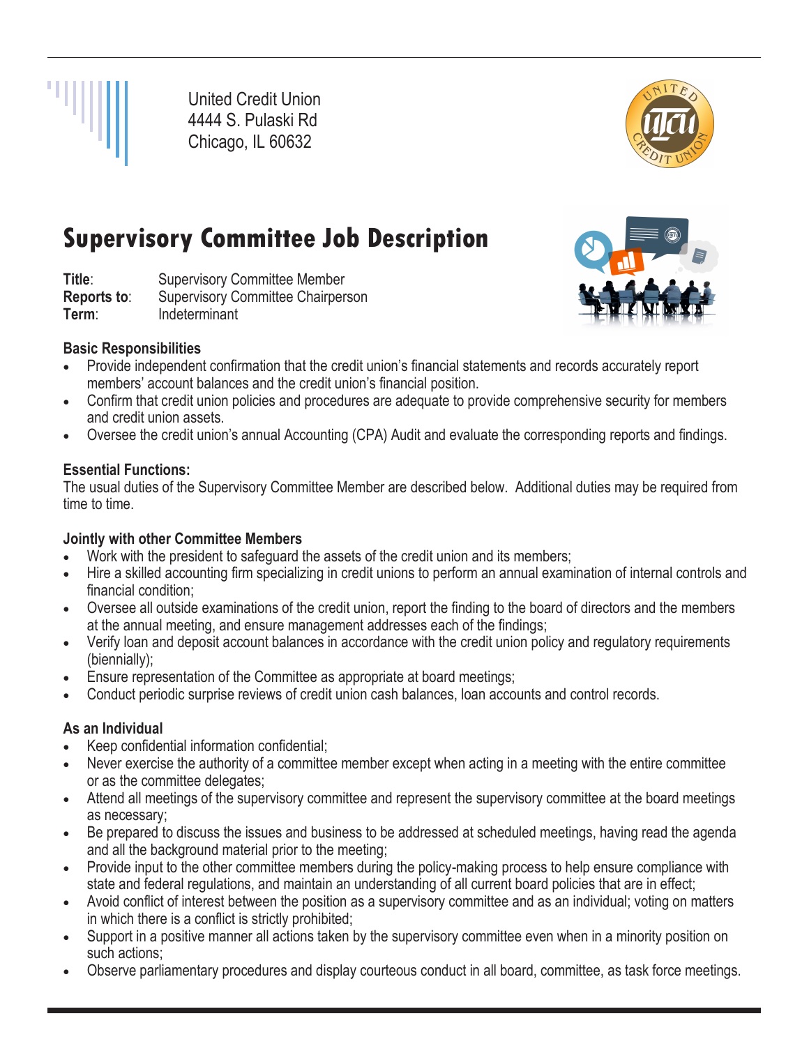United Credit Union
4444 S. Pulaski Rd
Chicago, IL 60632

# Supervisory Committee Job Description

**Title**: Supervisory Committee Member
**Reports to**: Supervisory Committee Chairperson
**Term**: Indeterminant

### Basic Responsibilities

- Provide independent confirmation that the credit union's financial statements and records accurately report members' account balances and the credit union's financial position.
- Confirm that credit union policies and procedures are adequate to provide comprehensive security for members and credit union assets.
- Oversee the credit union's annual Accounting (CPA) Audit and evaluate the corresponding reports and findings.

### Essential Functions:

The usual duties of the Supervisory Committee Member are described below. Additional duties may be required from time to time.

### Jointly with other Committee Members

- Work with the president to safeguard the assets of the credit union and its members;
- Hire a skilled accounting firm specializing in credit unions to perform an annual examination of internal controls and financial condition;
- Oversee all outside examinations of the credit union, report the finding to the board of directors and the members at the annual meeting, and ensure management addresses each of the findings;
- Verify loan and deposit account balances in accordance with the credit union policy and regulatory requirements (biennially);
- Ensure representation of the Committee as appropriate at board meetings;
- Conduct periodic surprise reviews of credit union cash balances, loan accounts and control records.

### As an Individual

- Keep confidential information confidential;
- Never exercise the authority of a committee member except when acting in a meeting with the entire committee or as the committee delegates;
- Attend all meetings of the supervisory committee and represent the supervisory committee at the board meetings as necessary;
- Be prepared to discuss the issues and business to be addressed at scheduled meetings, having read the agenda and all the background material prior to the meeting;
- Provide input to the other committee members during the policy-making process to help ensure compliance with state and federal regulations, and maintain an understanding of all current board policies that are in effect;
- Avoid conflict of interest between the position as a supervisory committee and as an individual; voting on matters in which there is a conflict is strictly prohibited;
- Support in a positive manner all actions taken by the supervisory committee even when in a minority position on such actions;
- Observe parliamentary procedures and display courteous conduct in all board, committee, as task force meetings.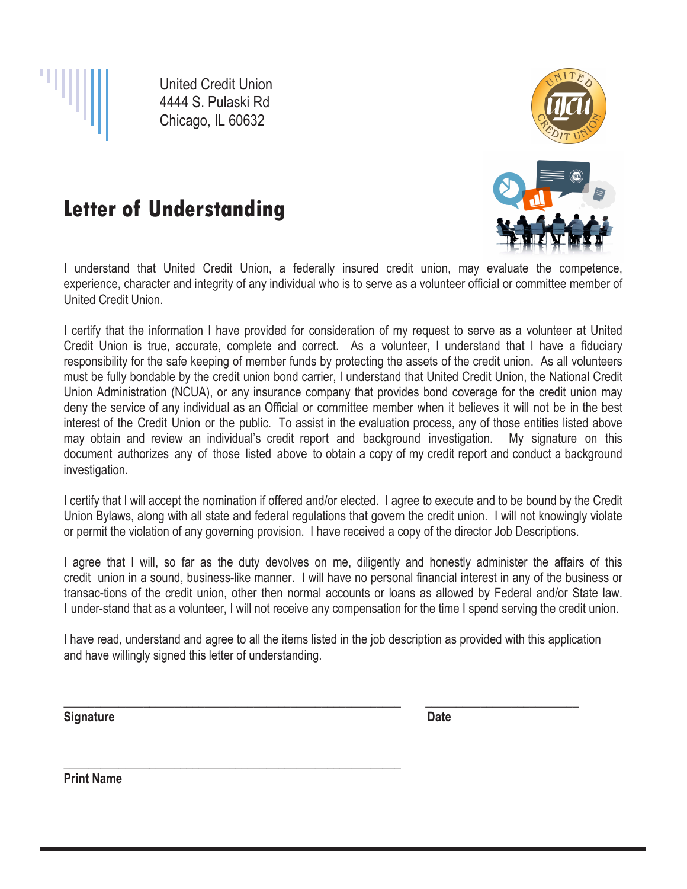United Credit Union
4444 S. Pulaski Rd
Chicago, IL 60632

# Letter of Understanding

I understand that United Credit Union, a federally insured credit union, may evaluate the competence, experience, character and integrity of any individual who is to serve as a volunteer official or committee member of United Credit Union.

I certify that the information I have provided for consideration of my request to serve as a volunteer at United Credit Union is true, accurate, complete and correct. As a volunteer, I understand that I have a fiduciary responsibility for the safe keeping of member funds by protecting the assets of the credit union. As all volunteers must be fully bondable by the credit union bond carrier, I understand that United Credit Union, the National Credit Union Administration (NCUA), or any insurance company that provides bond coverage for the credit union may deny the service of any individual as an Official or committee member when it believes it will not be in the best interest of the Credit Union or the public. To assist in the evaluation process, any of those entities listed above may obtain and review an individual's credit report and background investigation. My signature on this document authorizes any of those listed above to obtain a copy of my credit report and conduct a background investigation.

I certify that I will accept the nomination if offered and/or elected. I agree to execute and to be bound by the Credit Union Bylaws, along with all state and federal regulations that govern the credit union. I will not knowingly violate or permit the violation of any governing provision. I have received a copy of the director Job Descriptions.

I agree that I will, so far as the duty devolves on me, diligently and honestly administer the affairs of this credit union in a sound, business-like manner. I will have no personal financial interest in any of the business or transac-tions of the credit union, other then normal accounts or loans as allowed by Federal and/or State law. I under-stand that as a volunteer, I will not receive any compensation for the time I spend serving the credit union.

I have read, understand and agree to all the items listed in the job description as provided with this application and have willingly signed this letter of understanding.

\_\_\_\_\_\_\_\_\_\_\_\_\_\_\_\_\_\_\_\_\_\_\_\_\_\_\_\_\_\_\_\_\_\_\_\_\_\_\_\_\_\_\_\_ \_\_\_\_\_\_\_\_\_\_\_\_\_\_\_\_\_\_\_\_\_\_\_\_

**Signature** **Date**

\_\_\_\_\_\_\_\_\_\_\_\_\_\_\_\_\_\_\_\_\_\_\_\_\_\_\_\_\_\_\_\_\_\_\_\_\_\_\_\_\_\_\_\_

**Print Name**